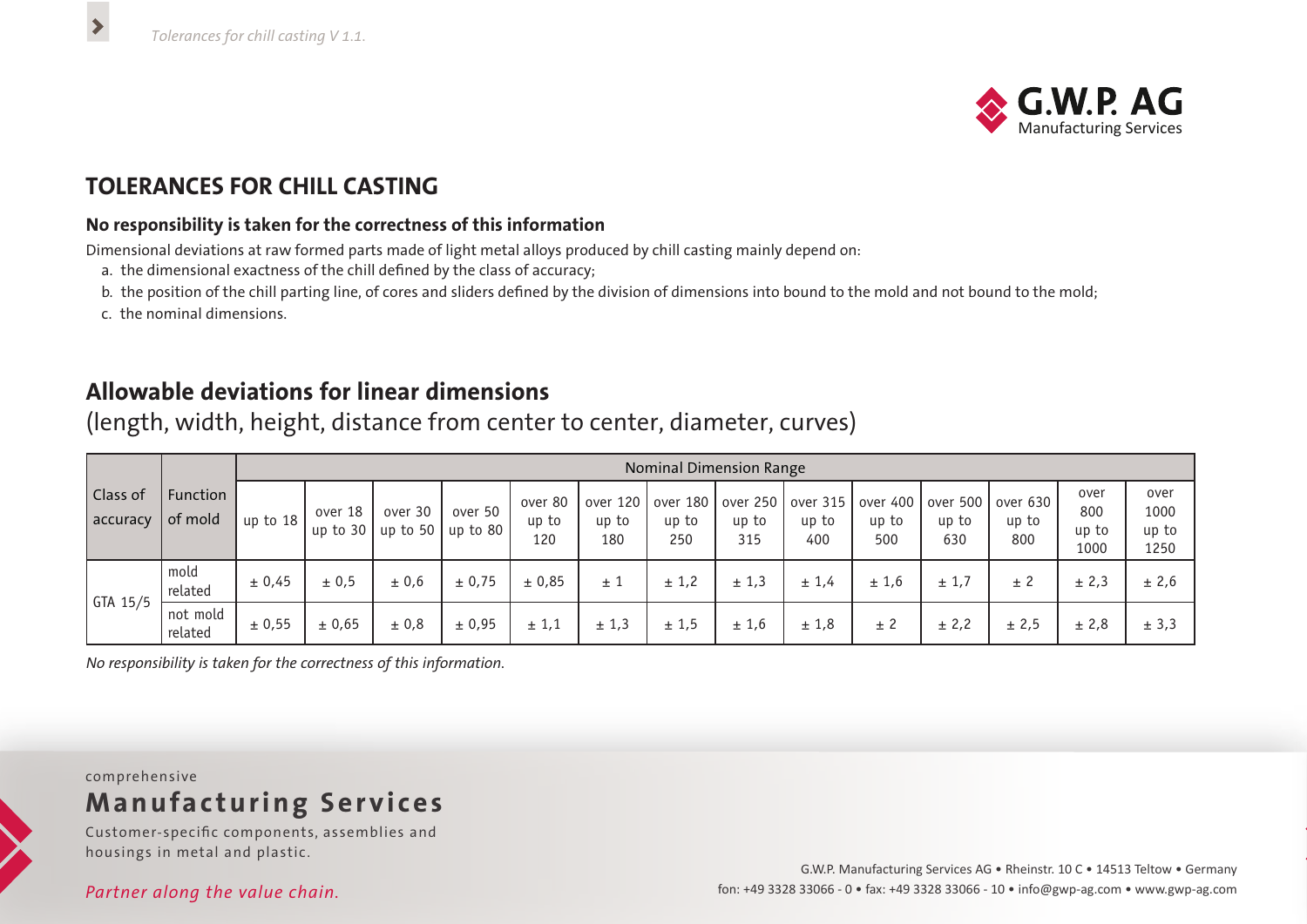# TOLERANCES FOR CHILL CASTING

### No responsibility is taken for the correctness of this information

Dimensional deviations at raw formed parts made of light metal alloys produced by chill casting mainly depend on:

a. the dimensional exactness of the chill defined by the class of accuracy;
b. the position of the chill parting line, of cores and sliders defined by the division of dimensions into bound to the mold and not bound to the mold;
c. the nominal dimensions.

## Allowable deviations for linear dimensions

(length, width, height, distance from center to center, diameter, curves)

| Class of accuracy | Function of mold | Nominal Dimension Range | | | | | | | | | | | | | |
|---|---|---|---|---|---|---|---|---|---|---|---|---|---|---|---|
| | | up to 18 | over 18 up to 30 | over 30 up to 50 | over 50 up to 80 | over 80 up to 120 | over 120 up to 180 | over 180 up to 250 | over 250 up to 315 | over 315 up to 400 | over 400 up to 500 | over 500 up to 630 | over 630 up to 800 | over 800 up to 1000 | over 1000 up to 1250 |
| GTA 15/5 | mold related | ± 0,45 | ± 0,5 | ± 0,6 | ± 0,75 | ± 0,85 | ± 1 | ± 1,2 | ± 1,3 | ± 1,4 | ± 1,6 | ± 1,7 | ± 2 | ± 2,3 | ± 2,6 |
| | not mold related | ± 0,55 | ± 0,65 | ± 0,8 | ± 0,95 | ± 1,1 | ± 1,3 | ± 1,5 | ± 1,6 | ± 1,8 | ± 2 | ± 2,2 | ± 2,5 | ± 2,8 | ± 3,3 |

*No responsibility is taken for the correctness of this information.*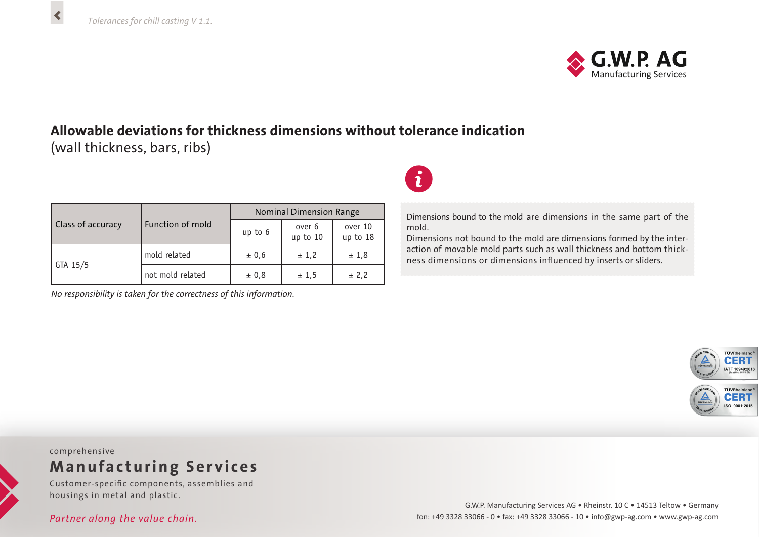## Allowable deviations for thickness dimensions without tolerance indication

(wall thickness, bars, ribs)

| Class of accuracy | Function of mold | Nominal Dimension Range | | |
|---|---|---|---|---|
| | | up to 6 | over 6 up to 10 | over 10 up to 18 |
| GTA 15/5 | mold related | ± 0,6 | ± 1,2 | ± 1,8 |
| | not mold related | ± 0,8 | ± 1,5 | ± 2,2 |

*No responsibility is taken for the correctness of this information.*

Dimensions bound to the mold are dimensions in the same part of the mold.
Dimensions not bound to the mold are dimensions formed by the interaction of movable mold parts such as wall thickness and bottom thickness dimensions or dimensions influenced by inserts or sliders.

comprehensive

**Manufacturing Services**

Customer-specific components, assemblies and housings in metal and plastic.

*Partner along the value chain.*

G.W.P. Manufacturing Services AG • Rheinstr. 10 C • 14513 Teltow • Germany
fon: +49 3328 33066 - 0 • fax: +49 3328 33066 - 10 • info@gwp-ag.com • www.gwp-ag.com